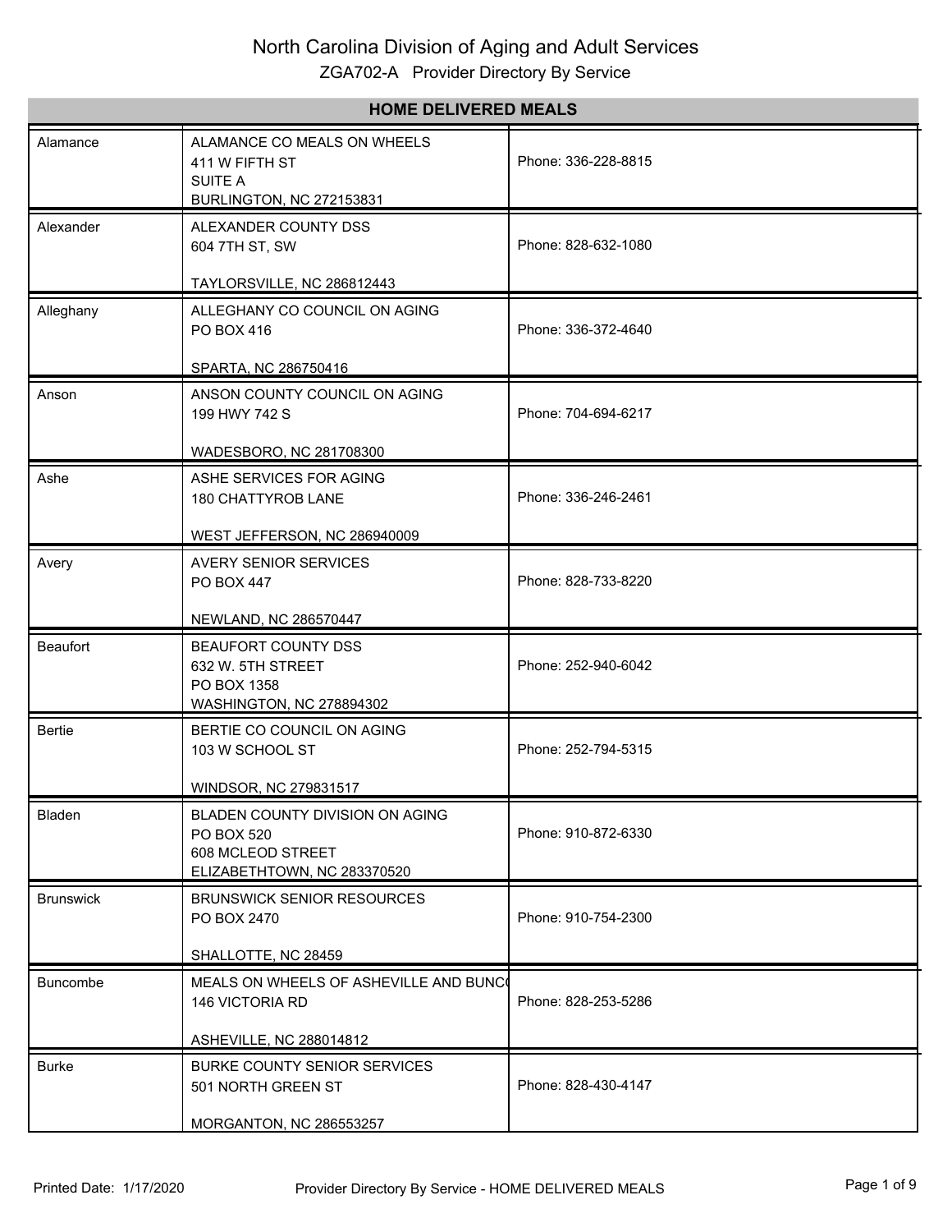# North Carolina Division of Aging and Adult Services

## ZGA702-A Provider Directory By Service

| HOME DELIVERED MEALS | | |
|---|---|---|
| Alamance | ALAMANCE CO MEALS ON WHEELS<br>411 W FIFTH ST<br>SUITE A<br>BURLINGTON, NC 272153831 | Phone: 336-228-8815 |
| Alexander | ALEXANDER COUNTY DSS<br>604 7TH ST, SW<br><br>TAYLORSVILLE, NC 286812443 | Phone: 828-632-1080 |
| Alleghany | ALLEGHANY CO COUNCIL ON AGING<br>PO BOX 416<br><br>SPARTA, NC 286750416 | Phone: 336-372-4640 |
| Anson | ANSON COUNTY COUNCIL ON AGING<br>199 HWY 742 S<br><br>WADESBORO, NC 281708300 | Phone: 704-694-6217 |
| Ashe | ASHE SERVICES FOR AGING<br>180 CHATTYROB LANE<br><br>WEST JEFFERSON, NC 286940009 | Phone: 336-246-2461 |
| Avery | AVERY SENIOR SERVICES<br>PO BOX 447<br><br>NEWLAND, NC 286570447 | Phone: 828-733-8220 |
| Beaufort | BEAUFORT COUNTY DSS<br>632 W. 5TH STREET<br>PO BOX 1358<br>WASHINGTON, NC 278894302 | Phone: 252-940-6042 |
| Bertie | BERTIE CO COUNCIL ON AGING<br>103 W SCHOOL ST<br><br>WINDSOR, NC 279831517 | Phone: 252-794-5315 |
| Bladen | BLADEN COUNTY DIVISION ON AGING<br>PO BOX 520<br>608 MCLEOD STREET<br>ELIZABETHTOWN, NC 283370520 | Phone: 910-872-6330 |
| Brunswick | BRUNSWICK SENIOR RESOURCES<br>PO BOX 2470<br><br>SHALLOTTE, NC 28459 | Phone: 910-754-2300 |
| Buncombe | MEALS ON WHEELS OF ASHEVILLE AND BUNC<br>146 VICTORIA RD<br><br>ASHEVILLE, NC 288014812 | Phone: 828-253-5286 |
| Burke | BURKE COUNTY SENIOR SERVICES<br>501 NORTH GREEN ST<br><br>MORGANTON, NC 286553257 | Phone: 828-430-4147 |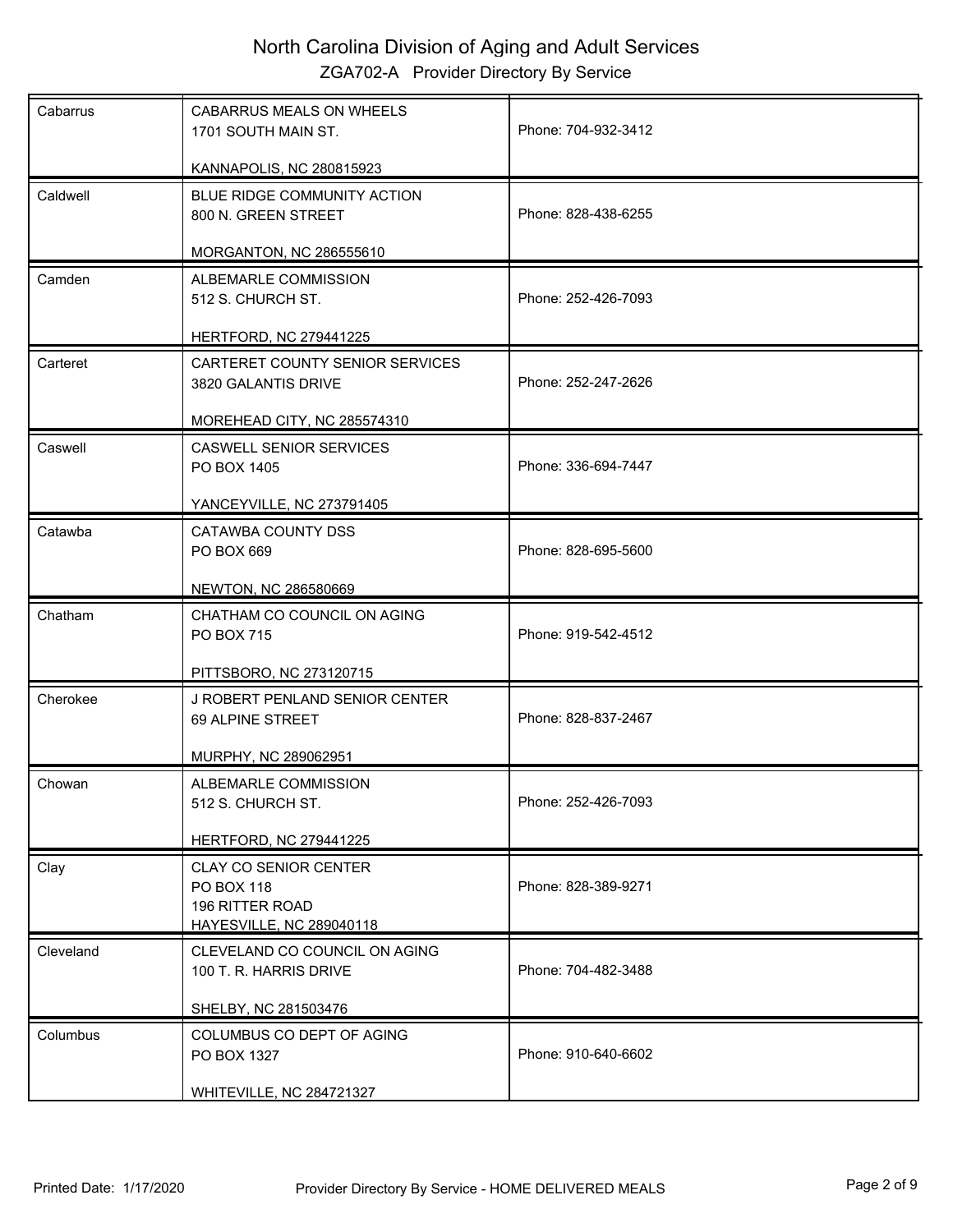| County | Provider | Phone |
|---|---|---|
| Cabarrus | CABARRUS MEALS ON WHEELS<br>1701 SOUTH MAIN ST.<br><br>KANNAPOLIS, NC 280815923 | Phone: 704-932-3412 |
| Caldwell | BLUE RIDGE COMMUNITY ACTION<br>800 N. GREEN STREET<br><br>MORGANTON, NC 286555610 | Phone: 828-438-6255 |
| Camden | ALBEMARLE COMMISSION<br>512 S. CHURCH ST.<br><br>HERTFORD, NC 279441225 | Phone: 252-426-7093 |
| Carteret | CARTERET COUNTY SENIOR SERVICES<br>3820 GALANTIS DRIVE<br><br>MOREHEAD CITY, NC 285574310 | Phone: 252-247-2626 |
| Caswell | CASWELL SENIOR SERVICES<br>PO BOX 1405<br><br>YANCEYVILLE, NC 273791405 | Phone: 336-694-7447 |
| Catawba | CATAWBA COUNTY DSS<br>PO BOX 669<br><br>NEWTON, NC 286580669 | Phone: 828-695-5600 |
| Chatham | CHATHAM CO COUNCIL ON AGING<br>PO BOX 715<br><br>PITTSBORO, NC 273120715 | Phone: 919-542-4512 |
| Cherokee | J ROBERT PENLAND SENIOR CENTER<br>69 ALPINE STREET<br><br>MURPHY, NC 289062951 | Phone: 828-837-2467 |
| Chowan | ALBEMARLE COMMISSION<br>512 S. CHURCH ST.<br><br>HERTFORD, NC 279441225 | Phone: 252-426-7093 |
| Clay | CLAY CO SENIOR CENTER<br>PO BOX 118<br>196 RITTER ROAD<br>HAYESVILLE, NC 289040118 | Phone: 828-389-9271 |
| Cleveland | CLEVELAND CO COUNCIL ON AGING<br>100 T. R. HARRIS DRIVE<br><br>SHELBY, NC 281503476 | Phone: 704-482-3488 |
| Columbus | COLUMBUS CO DEPT OF AGING<br>PO BOX 1327<br><br>WHITEVILLE, NC 284721327 | Phone: 910-640-6602 |

Printed Date: 1/17/2020 Provider Directory By Service - HOME DELIVERED MEALS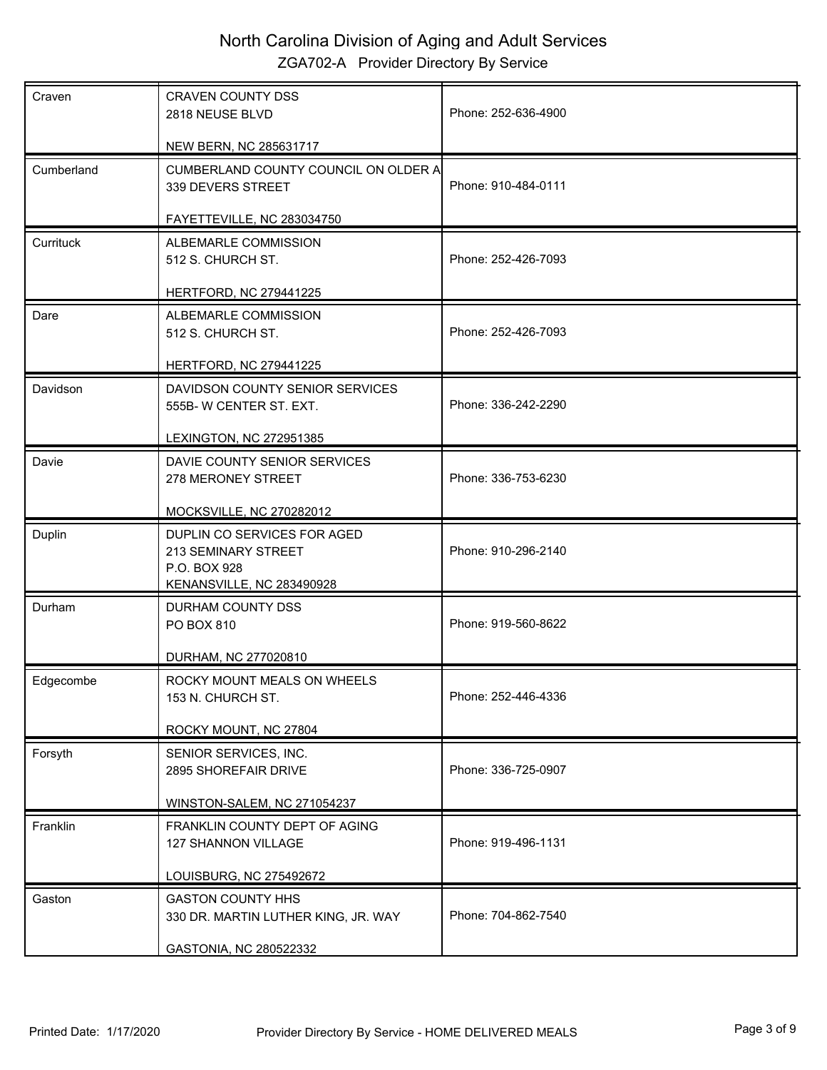# North Carolina Division of Aging and Adult Services

## ZGA702-A Provider Directory By Service

| County | Provider | Phone |
|---|---|---|
| Craven | CRAVEN COUNTY DSS<br>2818 NEUSE BLVD<br><br>NEW BERN, NC 285631717 | Phone: 252-636-4900 |
| Cumberland | CUMBERLAND COUNTY COUNCIL ON OLDER A<br>339 DEVERS STREET<br><br>FAYETTEVILLE, NC 283034750 | Phone: 910-484-0111 |
| Currituck | ALBEMARLE COMMISSION<br>512 S. CHURCH ST.<br><br>HERTFORD, NC 279441225 | Phone: 252-426-7093 |
| Dare | ALBEMARLE COMMISSION<br>512 S. CHURCH ST.<br><br>HERTFORD, NC 279441225 | Phone: 252-426-7093 |
| Davidson | DAVIDSON COUNTY SENIOR SERVICES<br>555B- W CENTER ST. EXT.<br><br>LEXINGTON, NC 272951385 | Phone: 336-242-2290 |
| Davie | DAVIE COUNTY SENIOR SERVICES<br>278 MERONEY STREET<br><br>MOCKSVILLE, NC 270282012 | Phone: 336-753-6230 |
| Duplin | DUPLIN CO SERVICES FOR AGED<br>213 SEMINARY STREET<br>P.O. BOX 928<br>KENANSVILLE, NC 283490928 | Phone: 910-296-2140 |
| Durham | DURHAM COUNTY DSS<br>PO BOX 810<br><br>DURHAM, NC 277020810 | Phone: 919-560-8622 |
| Edgecombe | ROCKY MOUNT MEALS ON WHEELS<br>153 N. CHURCH ST.<br><br>ROCKY MOUNT, NC 27804 | Phone: 252-446-4336 |
| Forsyth | SENIOR SERVICES, INC.<br>2895 SHOREFAIR DRIVE<br><br>WINSTON-SALEM, NC 271054237 | Phone: 336-725-0907 |
| Franklin | FRANKLIN COUNTY DEPT OF AGING<br>127 SHANNON VILLAGE<br><br>LOUISBURG, NC 275492672 | Phone: 919-496-1131 |
| Gaston | GASTON COUNTY HHS<br>330 DR. MARTIN LUTHER KING, JR. WAY<br><br>GASTONIA, NC 280522332 | Phone: 704-862-7540 |

Printed Date: 1/17/2020 Provider Directory By Service - HOME DELIVERED MEALS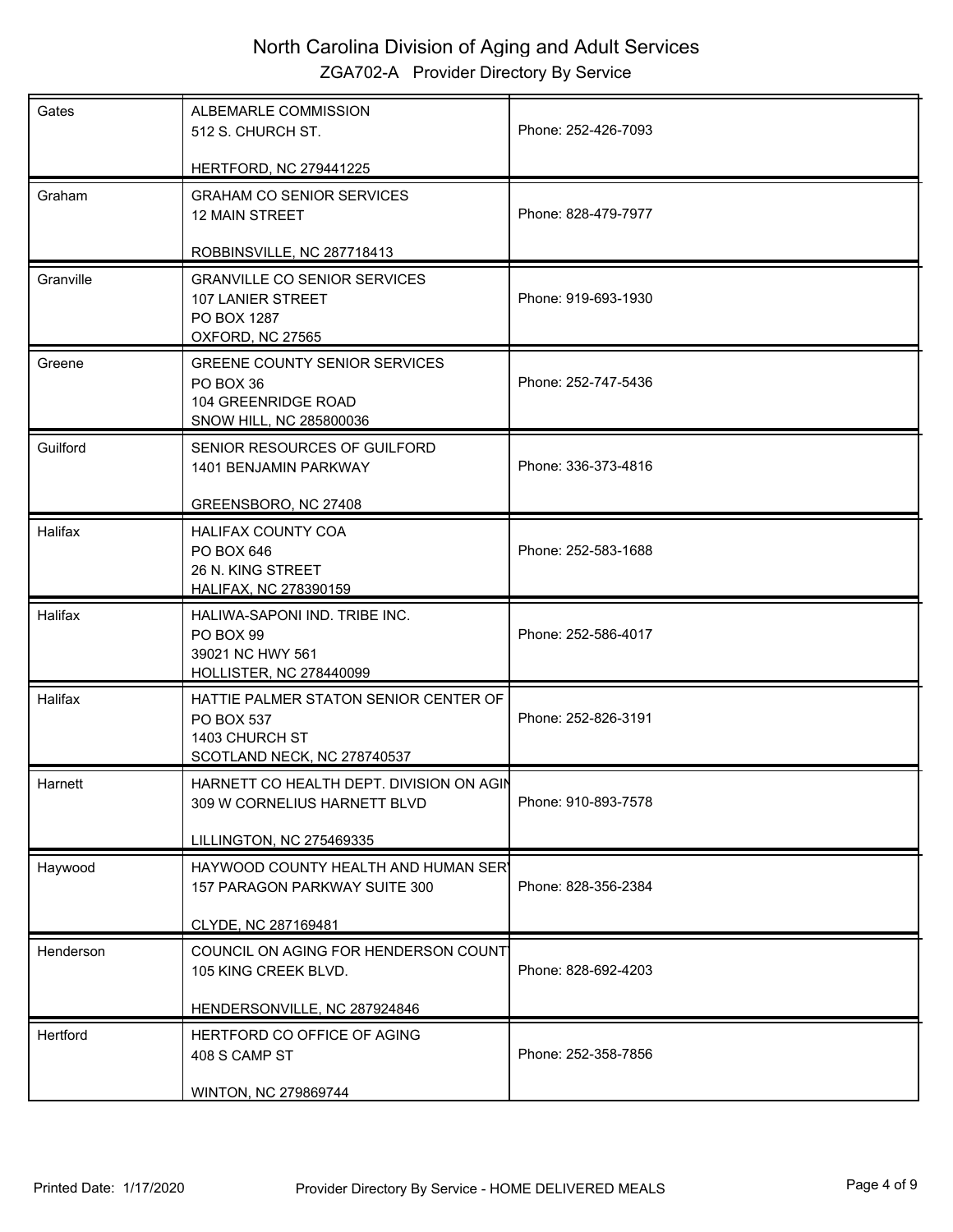# North Carolina Division of Aging and Adult Services

## ZGA702-A Provider Directory By Service

| County | Provider | Phone |
|---|---|---|
| Gates | ALBEMARLE COMMISSION<br>512 S. CHURCH ST.<br><br>HERTFORD, NC 279441225 | Phone: 252-426-7093 |
| Graham | GRAHAM CO SENIOR SERVICES<br>12 MAIN STREET<br><br>ROBBINSVILLE, NC 287718413 | Phone: 828-479-7977 |
| Granville | GRANVILLE CO SENIOR SERVICES<br>107 LANIER STREET<br>PO BOX 1287<br>OXFORD, NC 27565 | Phone: 919-693-1930 |
| Greene | GREENE COUNTY SENIOR SERVICES<br>PO BOX 36<br>104 GREENRIDGE ROAD<br>SNOW HILL, NC 285800036 | Phone: 252-747-5436 |
| Guilford | SENIOR RESOURCES OF GUILFORD<br>1401 BENJAMIN PARKWAY<br><br>GREENSBORO, NC 27408 | Phone: 336-373-4816 |
| Halifax | HALIFAX COUNTY COA<br>PO BOX 646<br>26 N. KING STREET<br>HALIFAX, NC 278390159 | Phone: 252-583-1688 |
| Halifax | HALIWA-SAPONI IND. TRIBE INC.<br>PO BOX 99<br>39021 NC HWY 561<br>HOLLISTER, NC 278440099 | Phone: 252-586-4017 |
| Halifax | HATTIE PALMER STATON SENIOR CENTER OF<br>PO BOX 537<br>1403 CHURCH ST<br>SCOTLAND NECK, NC 278740537 | Phone: 252-826-3191 |
| Harnett | HARNETT CO HEALTH DEPT. DIVISION ON AGIN<br>309 W CORNELIUS HARNETT BLVD<br><br>LILLINGTON, NC 275469335 | Phone: 910-893-7578 |
| Haywood | HAYWOOD COUNTY HEALTH AND HUMAN SER<br>157 PARAGON PARKWAY SUITE 300<br><br>CLYDE, NC 287169481 | Phone: 828-356-2384 |
| Henderson | COUNCIL ON AGING FOR HENDERSON COUNT<br>105 KING CREEK BLVD.<br><br>HENDERSONVILLE, NC 287924846 | Phone: 828-692-4203 |
| Hertford | HERTFORD CO OFFICE OF AGING<br>408 S CAMP ST<br><br>WINTON, NC 279869744 | Phone: 252-358-7856 |

Printed Date: 1/17/2020 Provider Directory By Service - HOME DELIVERED MEALS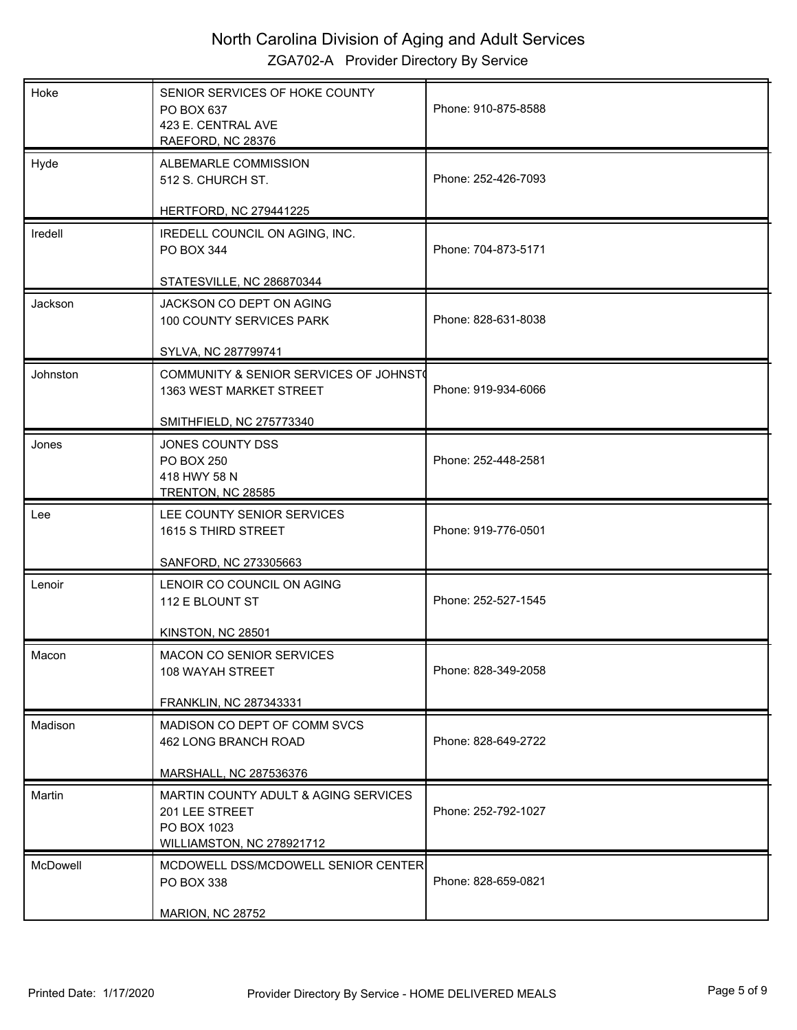# North Carolina Division of Aging and Adult Services

## ZGA702-A Provider Directory By Service

| County | Provider | Phone |
|---|---|---|
| Hoke | SENIOR SERVICES OF HOKE COUNTY<br>PO BOX 637<br>423 E. CENTRAL AVE<br>RAEFORD, NC 28376 | Phone: 910-875-8588 |
| Hyde | ALBEMARLE COMMISSION<br>512 S. CHURCH ST.<br><br>HERTFORD, NC 279441225 | Phone: 252-426-7093 |
| Iredell | IREDELL COUNCIL ON AGING, INC.<br>PO BOX 344<br><br>STATESVILLE, NC 286870344 | Phone: 704-873-5171 |
| Jackson | JACKSON CO DEPT ON AGING<br>100 COUNTY SERVICES PARK<br><br>SYLVA, NC 287799741 | Phone: 828-631-8038 |
| Johnston | COMMUNITY & SENIOR SERVICES OF JOHNST(<br>1363 WEST MARKET STREET<br><br>SMITHFIELD, NC 275773340 | Phone: 919-934-6066 |
| Jones | JONES COUNTY DSS<br>PO BOX 250<br>418 HWY 58 N<br>TRENTON, NC 28585 | Phone: 252-448-2581 |
| Lee | LEE COUNTY SENIOR SERVICES<br>1615 S THIRD STREET<br><br>SANFORD, NC 273305663 | Phone: 919-776-0501 |
| Lenoir | LENOIR CO COUNCIL ON AGING<br>112 E BLOUNT ST<br><br>KINSTON, NC 28501 | Phone: 252-527-1545 |
| Macon | MACON CO SENIOR SERVICES<br>108 WAYAH STREET<br><br>FRANKLIN, NC 287343331 | Phone: 828-349-2058 |
| Madison | MADISON CO DEPT OF COMM SVCS<br>462 LONG BRANCH ROAD<br><br>MARSHALL, NC 287536376 | Phone: 828-649-2722 |
| Martin | MARTIN COUNTY ADULT & AGING SERVICES<br>201 LEE STREET<br>PO BOX 1023<br>WILLIAMSTON, NC 278921712 | Phone: 252-792-1027 |
| McDowell | MCDOWELL DSS/MCDOWELL SENIOR CENTER<br>PO BOX 338<br><br>MARION, NC 28752 | Phone: 828-659-0821 |

Printed Date: 1/17/2020 Provider Directory By Service - HOME DELIVERED MEALS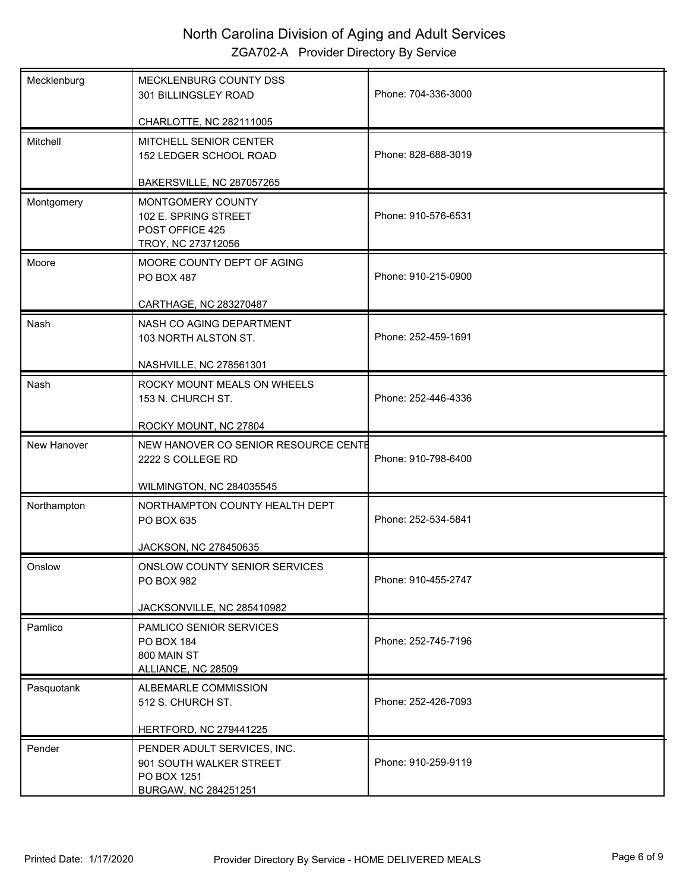# North Carolina Division of Aging and Adult Services

## ZGA702-A Provider Directory By Service

| County | Provider | Phone |
|---|---|---|
| Mecklenburg | MECKLENBURG COUNTY DSS<br>301 BILLINGSLEY ROAD<br><br>CHARLOTTE, NC 282111005 | Phone: 704-336-3000 |
| Mitchell | MITCHELL SENIOR CENTER<br>152 LEDGER SCHOOL ROAD<br><br>BAKERSVILLE, NC 287057265 | Phone: 828-688-3019 |
| Montgomery | MONTGOMERY COUNTY<br>102 E. SPRING STREET<br>POST OFFICE 425<br>TROY, NC 273712056 | Phone: 910-576-6531 |
| Moore | MOORE COUNTY DEPT OF AGING<br>PO BOX 487<br><br>CARTHAGE, NC 283270487 | Phone: 910-215-0900 |
| Nash | NASH CO AGING DEPARTMENT<br>103 NORTH ALSTON ST.<br><br>NASHVILLE, NC 278561301 | Phone: 252-459-1691 |
| Nash | ROCKY MOUNT MEALS ON WHEELS<br>153 N. CHURCH ST.<br><br>ROCKY MOUNT, NC 27804 | Phone: 252-446-4336 |
| New Hanover | NEW HANOVER CO SENIOR RESOURCE CENTE<br>2222 S COLLEGE RD<br><br>WILMINGTON, NC 284035545 | Phone: 910-798-6400 |
| Northampton | NORTHAMPTON COUNTY HEALTH DEPT<br>PO BOX 635<br><br>JACKSON, NC 278450635 | Phone: 252-534-5841 |
| Onslow | ONSLOW COUNTY SENIOR SERVICES<br>PO BOX 982<br><br>JACKSONVILLE, NC 285410982 | Phone: 910-455-2747 |
| Pamlico | PAMLICO SENIOR SERVICES<br>PO BOX 184<br>800 MAIN ST<br>ALLIANCE, NC 28509 | Phone: 252-745-7196 |
| Pasquotank | ALBEMARLE COMMISSION<br>512 S. CHURCH ST.<br><br>HERTFORD, NC 279441225 | Phone: 252-426-7093 |
| Pender | PENDER ADULT SERVICES, INC.<br>901 SOUTH WALKER STREET<br>PO BOX 1251<br>BURGAW, NC 284251251 | Phone: 910-259-9119 |

Provider Directory By Service - HOME DELIVERED MEALS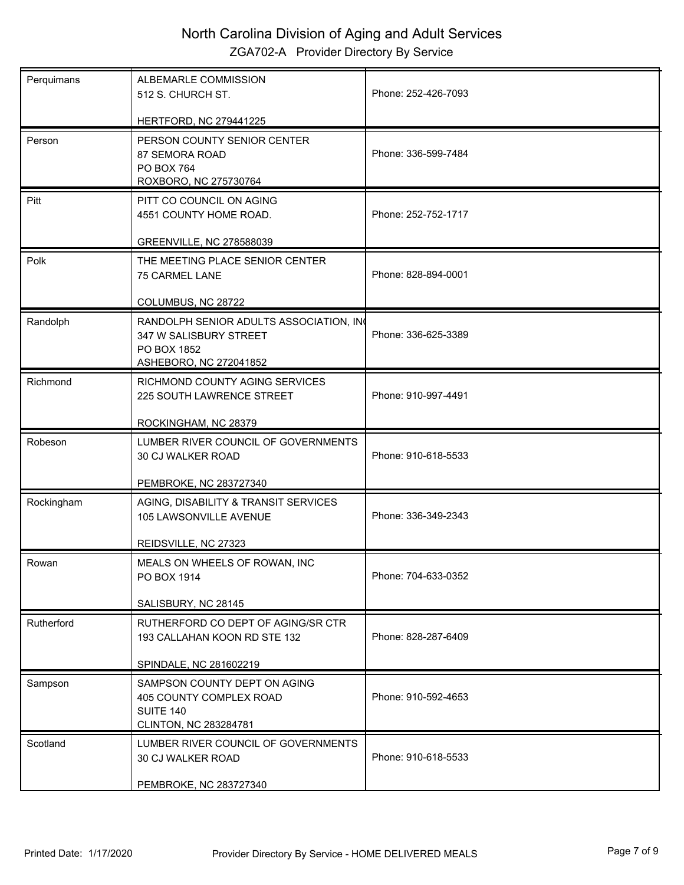# North Carolina Division of Aging and Adult Services

## ZGA702-A Provider Directory By Service

| County | Provider | Phone |
|---|---|---|
| Perquimans | ALBEMARLE COMMISSION<br>512 S. CHURCH ST.<br><br>HERTFORD, NC 279441225 | Phone: 252-426-7093 |
| Person | PERSON COUNTY SENIOR CENTER<br>87 SEMORA ROAD<br>PO BOX 764<br>ROXBORO, NC 275730764 | Phone: 336-599-7484 |
| Pitt | PITT CO COUNCIL ON AGING<br>4551 COUNTY HOME ROAD.<br><br>GREENVILLE, NC 278588039 | Phone: 252-752-1717 |
| Polk | THE MEETING PLACE SENIOR CENTER<br>75 CARMEL LANE<br><br>COLUMBUS, NC 28722 | Phone: 828-894-0001 |
| Randolph | RANDOLPH SENIOR ADULTS ASSOCIATION, IN(<br>347 W SALISBURY STREET<br>PO BOX 1852<br>ASHEBORO, NC 272041852 | Phone: 336-625-3389 |
| Richmond | RICHMOND COUNTY AGING SERVICES<br>225 SOUTH LAWRENCE STREET<br><br>ROCKINGHAM, NC 28379 | Phone: 910-997-4491 |
| Robeson | LUMBER RIVER COUNCIL OF GOVERNMENTS<br>30 CJ WALKER ROAD<br><br>PEMBROKE, NC 283727340 | Phone: 910-618-5533 |
| Rockingham | AGING, DISABILITY & TRANSIT SERVICES<br>105 LAWSONVILLE AVENUE<br><br>REIDSVILLE, NC 27323 | Phone: 336-349-2343 |
| Rowan | MEALS ON WHEELS OF ROWAN, INC<br>PO BOX 1914<br><br>SALISBURY, NC 28145 | Phone: 704-633-0352 |
| Rutherford | RUTHERFORD CO DEPT OF AGING/SR CTR<br>193 CALLAHAN KOON RD STE 132<br><br>SPINDALE, NC 281602219 | Phone: 828-287-6409 |
| Sampson | SAMPSON COUNTY DEPT ON AGING<br>405 COUNTY COMPLEX ROAD<br>SUITE 140<br>CLINTON, NC 283284781 | Phone: 910-592-4653 |
| Scotland | LUMBER RIVER COUNCIL OF GOVERNMENTS<br>30 CJ WALKER ROAD<br><br>PEMBROKE, NC 283727340 | Phone: 910-618-5533 |

Printed Date: 1/17/2020 — Provider Directory By Service - HOME DELIVERED MEALS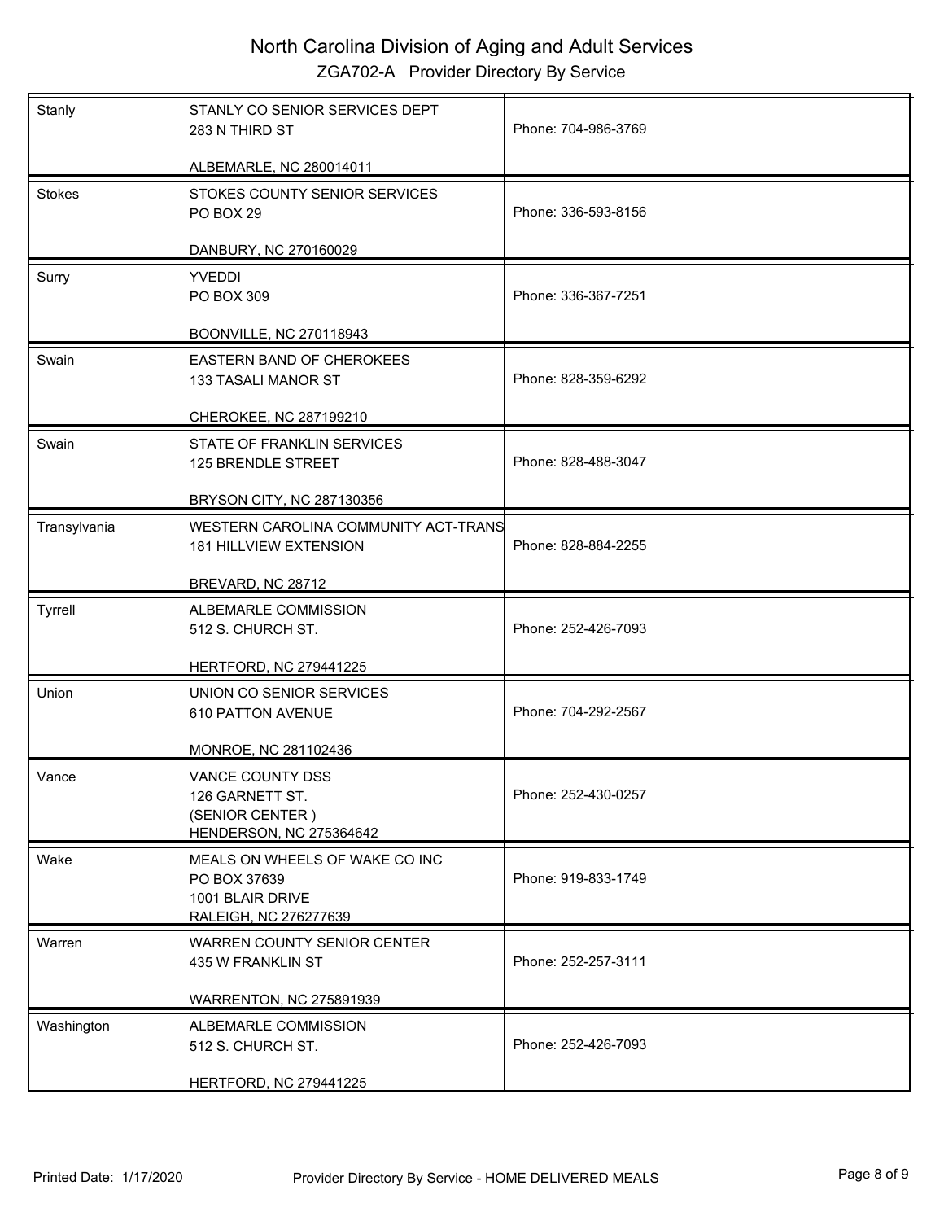# North Carolina Division of Aging and Adult Services

## ZGA702-A Provider Directory By Service

| County | Provider | Phone |
|---|---|---|
| Stanly | STANLY CO SENIOR SERVICES DEPT<br>283 N THIRD ST<br><br>ALBEMARLE, NC 280014011 | Phone: 704-986-3769 |
| Stokes | STOKES COUNTY SENIOR SERVICES<br>PO BOX 29<br><br>DANBURY, NC 270160029 | Phone: 336-593-8156 |
| Surry | YVEDDI<br>PO BOX 309<br><br>BOONVILLE, NC 270118943 | Phone: 336-367-7251 |
| Swain | EASTERN BAND OF CHEROKEES<br>133 TASALI MANOR ST<br><br>CHEROKEE, NC 287199210 | Phone: 828-359-6292 |
| Swain | STATE OF FRANKLIN SERVICES<br>125 BRENDLE STREET<br><br>BRYSON CITY, NC 287130356 | Phone: 828-488-3047 |
| Transylvania | WESTERN CAROLINA COMMUNITY ACT-TRANS<br>181 HILLVIEW EXTENSION<br><br>BREVARD, NC 28712 | Phone: 828-884-2255 |
| Tyrrell | ALBEMARLE COMMISSION<br>512 S. CHURCH ST.<br><br>HERTFORD, NC 279441225 | Phone: 252-426-7093 |
| Union | UNION CO SENIOR SERVICES<br>610 PATTON AVENUE<br><br>MONROE, NC 281102436 | Phone: 704-292-2567 |
| Vance | VANCE COUNTY DSS<br>126 GARNETT ST.<br>(SENIOR CENTER )<br>HENDERSON, NC 275364642 | Phone: 252-430-0257 |
| Wake | MEALS ON WHEELS OF WAKE CO INC<br>PO BOX 37639<br>1001 BLAIR DRIVE<br>RALEIGH, NC 276277639 | Phone: 919-833-1749 |
| Warren | WARREN COUNTY SENIOR CENTER<br>435 W FRANKLIN ST<br><br>WARRENTON, NC 275891939 | Phone: 252-257-3111 |
| Washington | ALBEMARLE COMMISSION<br>512 S. CHURCH ST.<br><br>HERTFORD, NC 279441225 | Phone: 252-426-7093 |

Printed Date: 1/17/2020 Provider Directory By Service - HOME DELIVERED MEALS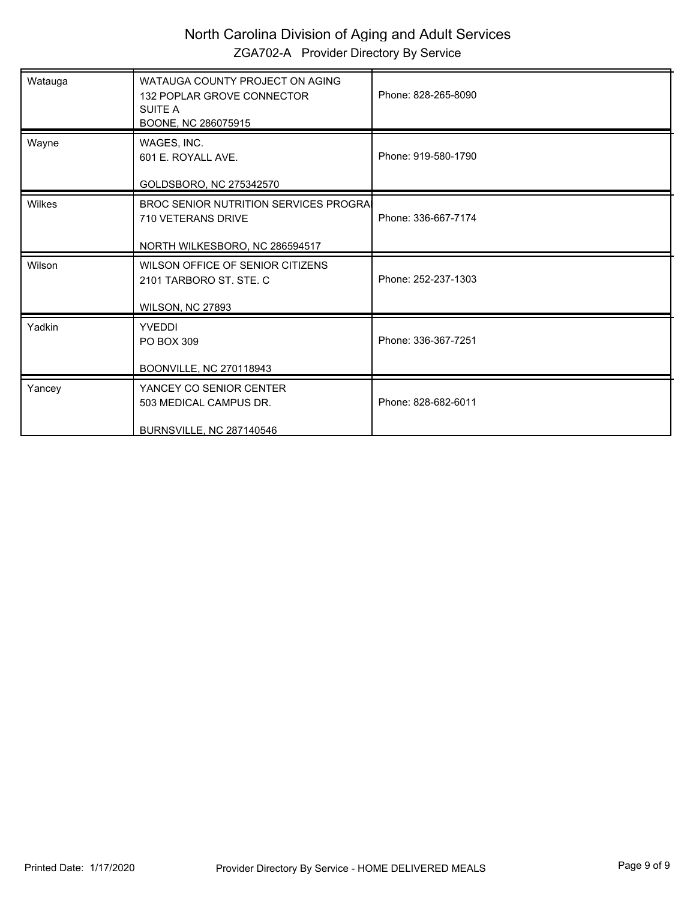# North Carolina Division of Aging and Adult Services

## ZGA702-A Provider Directory By Service

| | | |
|---|---|---|
| Watauga | WATAUGA COUNTY PROJECT ON AGING<br>132 POPLAR GROVE CONNECTOR<br>SUITE A<br>BOONE, NC 286075915 | Phone: 828-265-8090 |
| Wayne | WAGES, INC.<br>601 E. ROYALL AVE.<br><br>GOLDSBORO, NC 275342570 | Phone: 919-580-1790 |
| Wilkes | BROC SENIOR NUTRITION SERVICES PROGRA<br>710 VETERANS DRIVE<br><br>NORTH WILKESBORO, NC 286594517 | Phone: 336-667-7174 |
| Wilson | WILSON OFFICE OF SENIOR CITIZENS<br>2101 TARBORO ST. STE. C<br><br>WILSON, NC 27893 | Phone: 252-237-1303 |
| Yadkin | YVEDDI<br>PO BOX 309<br><br>BOONVILLE, NC 270118943 | Phone: 336-367-7251 |
| Yancey | YANCEY CO SENIOR CENTER<br>503 MEDICAL CAMPUS DR.<br><br>BURNSVILLE, NC 287140546 | Phone: 828-682-6011 |

Printed Date: 1/17/2020 Provider Directory By Service - HOME DELIVERED MEALS